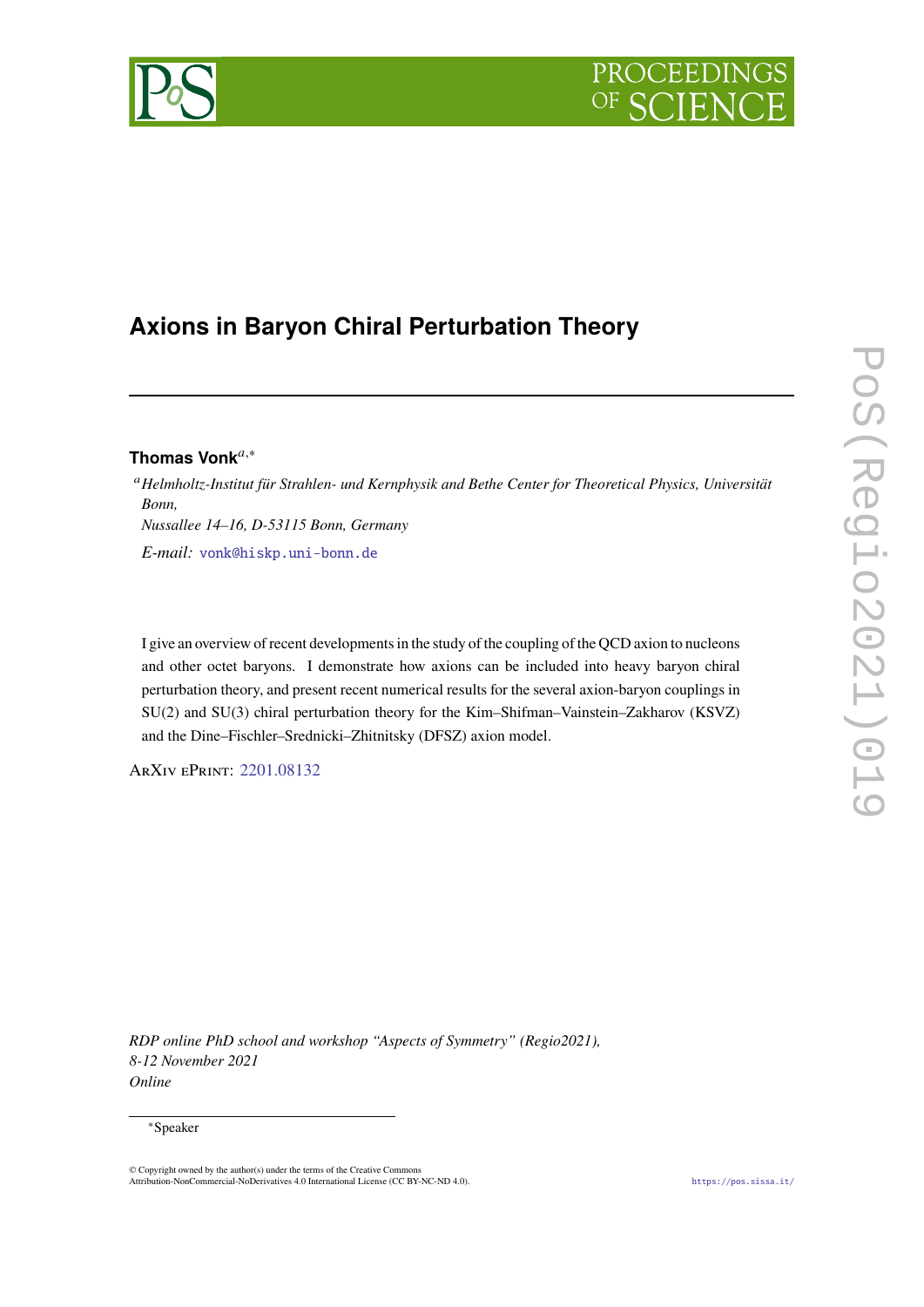# Axions in Baryon Chiral Perturbation Theory

**Thomas Vonk**[a,*]

[a] *Helmholtz-Institut für Strahlen- und Kernphysik and Bethe Center for Theoretical Physics, Universität Bonn, Nussallee 14–16, D-53115 Bonn, Germany*

*E-mail:* vonk@hiskp.uni-bonn.de

I give an overview of recent developments in the study of the coupling of the QCD axion to nucleons and other octet baryons. I demonstrate how axions can be included into heavy baryon chiral perturbation theory, and present recent numerical results for the several axion-baryon couplings in SU(2) and SU(3) chiral perturbation theory for the Kim–Shifman–Vainstein–Zakharov (KSVZ) and the Dine–Fischler–Srednicki–Zhitnitsky (DFSZ) axion model.

ArXiv ePrint: 2201.08132

*RDP online PhD school and workshop "Aspects of Symmetry" (Regio2021),*
*8-12 November 2021*
*Online*

[*] Speaker

© Copyright owned by the author(s) under the terms of the Creative Commons Attribution-NonCommercial-NoDerivatives 4.0 International License (CC BY-NC-ND 4.0).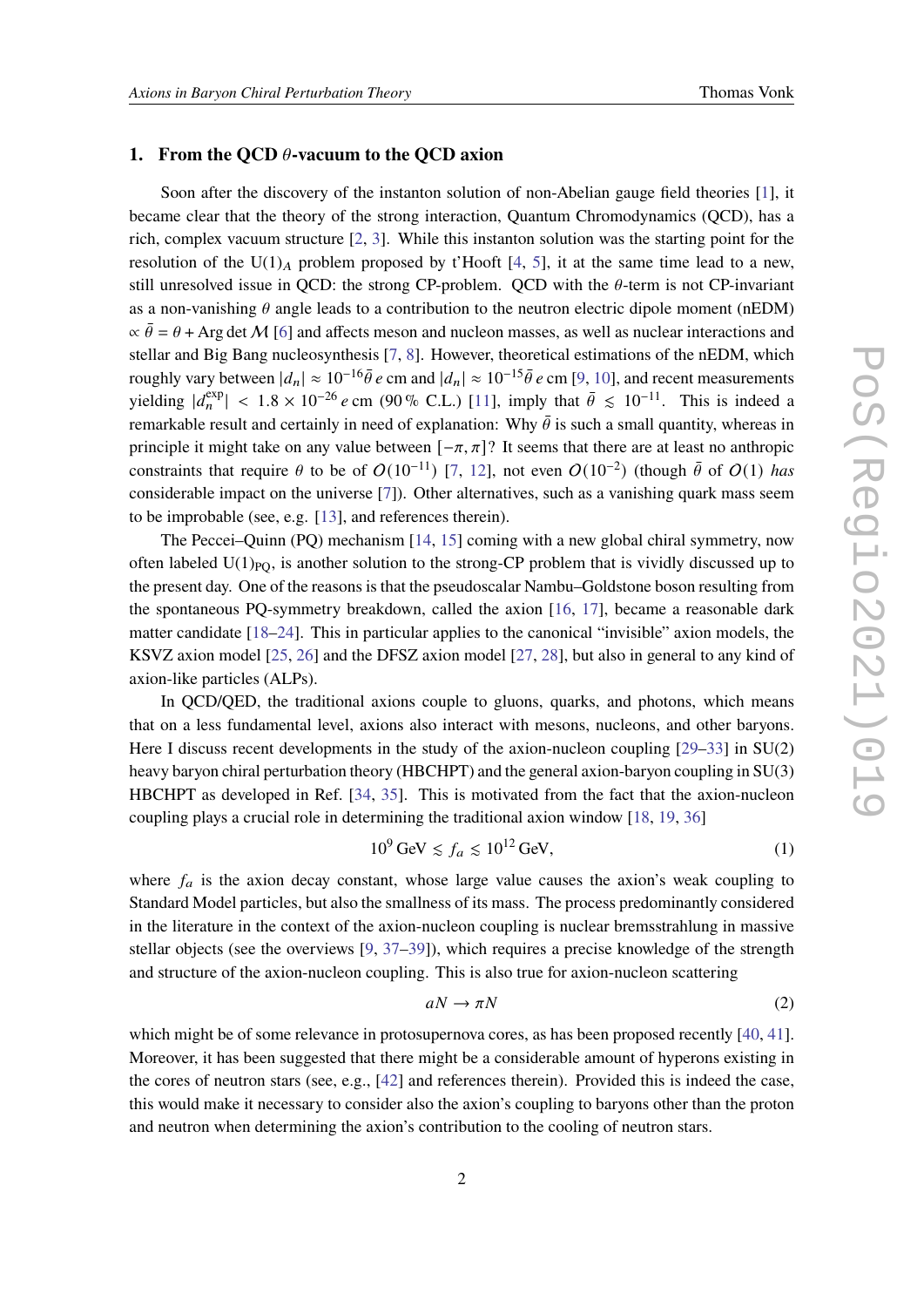## 1. From the QCD $\theta$-vacuum to the QCD axion

Soon after the discovery of the instanton solution of non-Abelian gauge field theories [1], it became clear that the theory of the strong interaction, Quantum Chromodynamics (QCD), has a rich, complex vacuum structure [2, 3]. While this instanton solution was the starting point for the resolution of the $\mathrm{U}(1)_A$ problem proposed by t'Hooft [4, 5], it at the same time lead to a new, still unresolved issue in QCD: the strong CP-problem. QCD with the $\theta$-term is not CP-invariant as a non-vanishing $\theta$ angle leads to a contribution to the neutron electric dipole moment (nEDM) $\propto \bar{\theta} = \theta + \mathrm{Arg}\det \mathcal{M}$ [6] and affects meson and nucleon masses, as well as nuclear interactions and stellar and Big Bang nucleosynthesis [7, 8]. However, theoretical estimations of the nEDM, which roughly vary between $|d_n| \approx 10^{-16}\bar{\theta}\, e$ cm and $|d_n| \approx 10^{-15}\bar{\theta}\, e$ cm [9, 10], and recent measurements yielding $|d_n^{\mathrm{exp}}| < 1.8 \times 10^{-26}\, e$ cm (90 % C.L.) [11], imply that $\bar{\theta} \lesssim 10^{-11}$. This is indeed a remarkable result and certainly in need of explanation: Why $\bar{\theta}$ is such a small quantity, whereas in principle it might take on any value between $[-\pi, \pi]$? It seems that there are at least no anthropic constraints that require $\theta$ to be of $O(10^{-11})$ [7, 12], not even $O(10^{-2})$ (though $\bar{\theta}$ of $O(1)$ *has* considerable impact on the universe [7]). Other alternatives, such as a vanishing quark mass seem to be improbable (see, e.g. [13], and references therein).

The Peccei–Quinn (PQ) mechanism [14, 15] coming with a new global chiral symmetry, now often labeled $\mathrm{U}(1)_{\mathrm{PQ}}$, is another solution to the strong-CP problem that is vividly discussed up to the present day. One of the reasons is that the pseudoscalar Nambu–Goldstone boson resulting from the spontaneous PQ-symmetry breakdown, called the axion [16, 17], became a reasonable dark matter candidate [18–24]. This in particular applies to the canonical "invisible" axion models, the KSVZ axion model [25, 26] and the DFSZ axion model [27, 28], but also in general to any kind of axion-like particles (ALPs).

In QCD/QED, the traditional axions couple to gluons, quarks, and photons, which means that on a less fundamental level, axions also interact with mesons, nucleons, and other baryons. Here I discuss recent developments in the study of the axion-nucleon coupling [29–33] in SU(2) heavy baryon chiral perturbation theory (HBCHPT) and the general axion-baryon coupling in SU(3) HBCHPT as developed in Ref. [34, 35]. This is motivated from the fact that the axion-nucleon coupling plays a crucial role in determining the traditional axion window [18, 19, 36]

$$10^{9}\,\mathrm{GeV} \lesssim f_a \lesssim 10^{12}\,\mathrm{GeV}, \tag{1}$$

where $f_a$ is the axion decay constant, whose large value causes the axion's weak coupling to Standard Model particles, but also the smallness of its mass. The process predominantly considered in the literature in the context of the axion-nucleon coupling is nuclear bremsstrahlung in massive stellar objects (see the overviews [9, 37–39]), which requires a precise knowledge of the strength and structure of the axion-nucleon coupling. This is also true for axion-nucleon scattering

$$aN \to \pi N \tag{2}$$

which might be of some relevance in protosupernova cores, as has been proposed recently [40, 41]. Moreover, it has been suggested that there might be a considerable amount of hyperons existing in the cores of neutron stars (see, e.g., [42] and references therein). Provided this is indeed the case, this would make it necessary to consider also the axion's coupling to baryons other than the proton and neutron when determining the axion's contribution to the cooling of neutron stars.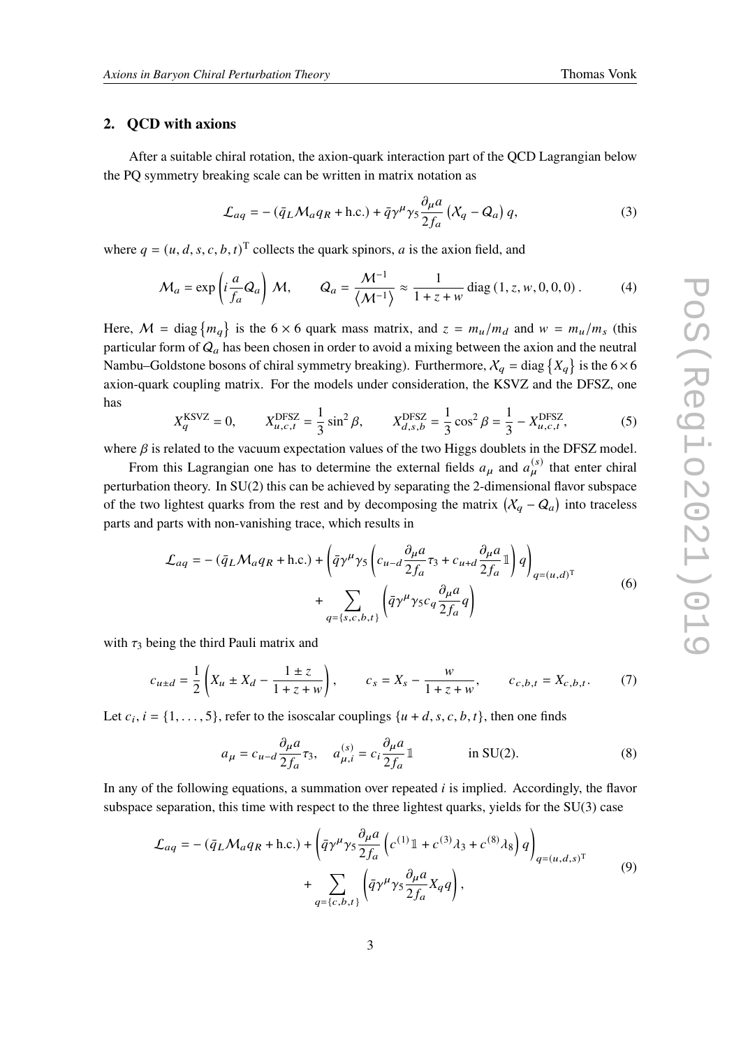## 2. QCD with axions

After a suitable chiral rotation, the axion-quark interaction part of the QCD Lagrangian below the PQ symmetry breaking scale can be written in matrix notation as

$$\mathcal{L}_{aq} = -\left(\bar{q}_L \mathcal{M}_a q_R + \text{h.c.}\right) + \bar{q}\gamma^\mu \gamma_5 \frac{\partial_\mu a}{2 f_a} \left(\mathcal{X}_q - \mathcal{Q}_a\right) q, \tag{3}$$

where $q = (u, d, s, c, b, t)^{\mathrm{T}}$ collects the quark spinors, $a$ is the axion field, and

$$\mathcal{M}_a = \exp\left(i \frac{a}{f_a} \mathcal{Q}_a\right) \mathcal{M}, \qquad \mathcal{Q}_a = \frac{\mathcal{M}^{-1}}{\left\langle \mathcal{M}^{-1} \right\rangle} \approx \frac{1}{1+z+w} \operatorname{diag}\left(1, z, w, 0, 0, 0\right). \tag{4}$$

Here, $\mathcal{M} = \operatorname{diag}\left\{m_q\right\}$ is the $6 \times 6$ quark mass matrix, and $z = m_u/m_d$ and $w = m_u/m_s$ (this particular form of $\mathcal{Q}_a$ has been chosen in order to avoid a mixing between the axion and the neutral Nambu–Goldstone bosons of chiral symmetry breaking). Furthermore, $\mathcal{X}_q = \operatorname{diag}\left\{X_q\right\}$ is the $6 \times 6$ axion-quark coupling matrix. For the models under consideration, the KSVZ and the DFSZ, one has

$$X_q^{\text{KSVZ}} = 0, \qquad X_{u,c,t}^{\text{DFSZ}} = \frac{1}{3}\sin^2\beta, \qquad X_{d,s,b}^{\text{DFSZ}} = \frac{1}{3}\cos^2\beta = \frac{1}{3} - X_{u,c,t}^{\text{DFSZ}}, \tag{5}$$

where $\beta$ is related to the vacuum expectation values of the two Higgs doublets in the DFSZ model.

From this Lagrangian one has to determine the external fields $a_\mu$ and $a_\mu^{(s)}$ that enter chiral perturbation theory. In SU(2) this can be achieved by separating the 2-dimensional flavor subspace of the two lightest quarks from the rest and by decomposing the matrix $\left(\mathcal{X}_q - \mathcal{Q}_a\right)$ into traceless parts and parts with non-vanishing trace, which results in

$$\begin{aligned}\mathcal{L}_{aq} = -\left(\bar{q}_L \mathcal{M}_a q_R + \text{h.c.}\right) &+ \left(\bar{q}\gamma^\mu\gamma_5 \left(c_{u-d}\frac{\partial_\mu a}{2f_a}\tau_3 + c_{u+d}\frac{\partial_\mu a}{2f_a}\mathbb{1}\right) q\right)_{q=(u,d)^{\mathrm{T}}} \\ &+ \sum_{q=\{s,c,b,t\}} \left(\bar{q}\gamma^\mu\gamma_5 c_q \frac{\partial_\mu a}{2f_a} q\right)\end{aligned} \tag{6}$$

with $\tau_3$ being the third Pauli matrix and

$$c_{u\pm d} = \frac{1}{2}\left(X_u \pm X_d - \frac{1 \pm z}{1+z+w}\right), \qquad c_s = X_s - \frac{w}{1+z+w}, \qquad c_{c,b,t} = X_{c,b,t}. \tag{7}$$

Let $c_i, i = \{1, \ldots, 5\}$, refer to the isoscalar couplings $\{u+d, s, c, b, t\}$, then one finds

$$a_\mu = c_{u-d}\frac{\partial_\mu a}{2f_a}\tau_3, \quad a_{\mu,i}^{(s)} = c_i \frac{\partial_\mu a}{2f_a}\mathbb{1} \qquad\qquad \text{in SU(2)}. \tag{8}$$

In any of the following equations, a summation over repeated $i$ is implied. Accordingly, the flavor subspace separation, this time with respect to the three lightest quarks, yields for the SU(3) case

$$\begin{aligned}\mathcal{L}_{aq} = -\left(\bar{q}_L \mathcal{M}_a q_R + \text{h.c.}\right) &+ \left(\bar{q}\gamma^\mu\gamma_5 \frac{\partial_\mu a}{2f_a}\left(c^{(1)}\mathbb{1} + c^{(3)}\lambda_3 + c^{(8)}\lambda_8\right) q\right)_{q=(u,d,s)^{\mathrm{T}}} \\ &+ \sum_{q=\{c,b,t\}} \left(\bar{q}\gamma^\mu\gamma_5 \frac{\partial_\mu a}{2f_a} X_q q\right),\end{aligned} \tag{9}$$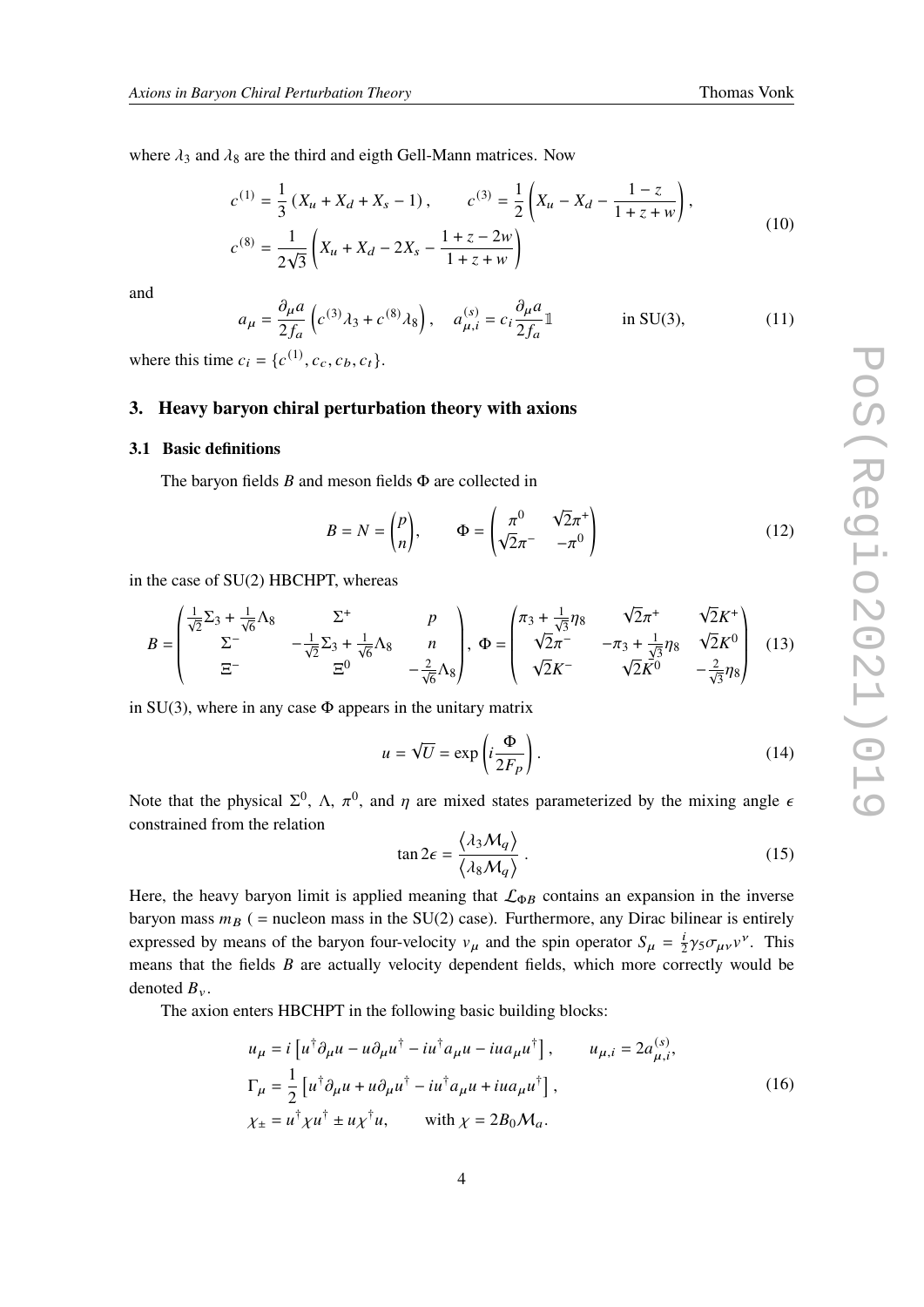where $\lambda_3$ and $\lambda_8$ are the third and eigth Gell-Mann matrices. Now

$$
\begin{aligned}
c^{(1)} &= \frac{1}{3}\left(X_u + X_d + X_s - 1\right), \qquad c^{(3)} = \frac{1}{2}\left(X_u - X_d - \frac{1-z}{1+z+w}\right), \\
c^{(8)} &= \frac{1}{2\sqrt{3}}\left(X_u + X_d - 2X_s - \frac{1+z-2w}{1+z+w}\right)
\end{aligned}
\tag{10}
$$

and

$$
a_\mu = \frac{\partial_\mu a}{2f_a}\left(c^{(3)}\lambda_3 + c^{(8)}\lambda_8\right), \quad a^{(s)}_{\mu,i} = c_i \frac{\partial_\mu a}{2f_a}\mathbb{1} \qquad \text{in SU(3)}, \tag{11}
$$

where this time $c_i = \{c^{(1)}, c_c, c_b, c_t\}$.

## 3. Heavy baryon chiral perturbation theory with axions

### 3.1 Basic definitions

The baryon fields $B$ and meson fields $\Phi$ are collected in

$$
B = N = \begin{pmatrix} p \\ n \end{pmatrix}, \qquad \Phi = \begin{pmatrix} \pi^0 & \sqrt{2}\pi^+ \\ \sqrt{2}\pi^- & -\pi^0 \end{pmatrix} \tag{12}
$$

in the case of SU(2) HBCHPT, whereas

$$
B = \begin{pmatrix} \frac{1}{\sqrt{2}}\Sigma_3 + \frac{1}{\sqrt{6}}\Lambda_8 & \Sigma^+ & p \\ \Sigma^- & -\frac{1}{\sqrt{2}}\Sigma_3 + \frac{1}{\sqrt{6}}\Lambda_8 & n \\ \Xi^- & \Xi^0 & -\frac{2}{\sqrt{6}}\Lambda_8 \end{pmatrix}, \; \Phi = \begin{pmatrix} \pi_3 + \frac{1}{\sqrt{3}}\eta_8 & \sqrt{2}\pi^+ & \sqrt{2}K^+ \\ \sqrt{2}\pi^- & -\pi_3 + \frac{1}{\sqrt{3}}\eta_8 & \sqrt{2}K^0 \\ \sqrt{2}K^- & \sqrt{2}\bar{K}^0 & -\frac{2}{\sqrt{3}}\eta_8 \end{pmatrix} \tag{13}
$$

in SU(3), where in any case $\Phi$ appears in the unitary matrix

$$
u = \sqrt{U} = \exp\left(i\frac{\Phi}{2F_p}\right). \tag{14}
$$

Note that the physical $\Sigma^0$, $\Lambda$, $\pi^0$, and $\eta$ are mixed states parameterized by the mixing angle $\epsilon$ constrained from the relation

$$
\tan 2\epsilon = \frac{\langle \lambda_3 \mathcal{M}_q \rangle}{\langle \lambda_8 \mathcal{M}_q \rangle}. \tag{15}
$$

Here, the heavy baryon limit is applied meaning that $\mathcal{L}_{\Phi B}$ contains an expansion in the inverse baryon mass $m_B$ ( = nucleon mass in the SU(2) case). Furthermore, any Dirac bilinear is entirely expressed by means of the baryon four-velocity $v_\mu$ and the spin operator $S_\mu = \frac{i}{2}\gamma_5\sigma_{\mu\nu}v^\nu$. This means that the fields $B$ are actually velocity dependent fields, which more correctly would be denoted $B_v$.

The axion enters HBCHPT in the following basic building blocks:

$$
\begin{aligned}
u_\mu &= i\left[u^\dagger \partial_\mu u - u\partial_\mu u^\dagger - iu^\dagger a_\mu u - iua_\mu u^\dagger\right], \qquad u_{\mu,i} = 2a^{(s)}_{\mu,i}, \\
\Gamma_\mu &= \frac{1}{2}\left[u^\dagger \partial_\mu u + u\partial_\mu u^\dagger - iu^\dagger a_\mu u + iua_\mu u^\dagger\right], \\
\chi_\pm &= u^\dagger \chi u^\dagger \pm u\chi^\dagger u, \qquad \text{with } \chi = 2B_0\mathcal{M}_a.
\end{aligned}
\tag{16}
$$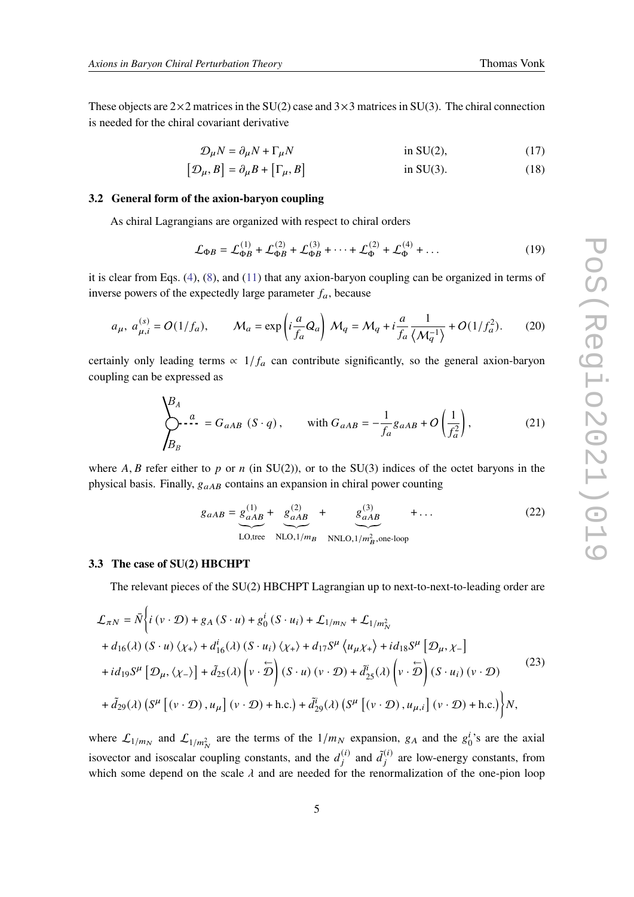These objects are $2\times 2$ matrices in the SU(2) case and $3\times 3$ matrices in SU(3). The chiral connection is needed for the chiral covariant derivative

$$
\mathcal{D}_\mu N = \partial_\mu N + \Gamma_\mu N \qquad \text{in SU(2)}, \tag{17}
$$

$$
\left[\mathcal{D}_\mu, B\right] = \partial_\mu B + \left[\Gamma_\mu, B\right] \qquad \text{in SU(3)}. \tag{18}
$$

### 3.2 General form of the axion-baryon coupling

As chiral Lagrangians are organized with respect to chiral orders

$$
\mathcal{L}_{\Phi B} = \mathcal{L}^{(1)}_{\Phi B} + \mathcal{L}^{(2)}_{\Phi B} + \mathcal{L}^{(3)}_{\Phi B} + \cdots + \mathcal{L}^{(2)}_{\Phi} + \mathcal{L}^{(4)}_{\Phi} + \ldots \tag{19}
$$

it is clear from Eqs. (4), (8), and (11) that any axion-baryon coupling can be organized in terms of inverse powers of the expectedly large parameter $f_a$, because

$$
a_\mu,\ a^{(s)}_{\mu,i} = \mathcal{O}(1/f_a), \qquad \mathcal{M}_a = \exp\left(i\frac{a}{f_a}\mathcal{Q}_a\right)\mathcal{M}_q = \mathcal{M}_q + i\frac{a}{f_a}\frac{1}{\left\langle \mathcal{M}_q^{-1}\right\rangle} + \mathcal{O}(1/f_a^2). \tag{20}
$$

certainly only leading terms $\propto 1/f_a$ can contribute significantly, so the general axion-baryon coupling can be expressed as

$$
[\text{vertex } B_A,\,B_B,\,a] = G_{aAB}\ (S\cdot q), \qquad \text{with } G_{aAB} = -\frac{1}{f_a}g_{aAB} + \mathcal{O}\left(\frac{1}{f_a^2}\right), \tag{21}
$$

where $A, B$ refer either to $p$ or $n$ (in SU(2)), or to the SU(3) indices of the octet baryons in the physical basis. Finally, $g_{aAB}$ contains an expansion in chiral power counting

$$
g_{aAB} = \underbrace{g^{(1)}_{aAB}}_{\text{LO,tree}} + \underbrace{g^{(2)}_{aAB}}_{\text{NLO},1/m_B} + \underbrace{g^{(3)}_{aAB}}_{\text{NNLO},1/m_B^2,\text{one-loop}} + \ldots \tag{22}
$$

### 3.3 The case of SU(2) HBCHPT

The relevant pieces of the SU(2) HBCHPT Lagrangian up to next-to-next-to-leading order are

$$
\begin{aligned}
\mathcal{L}_{\pi N} = \bar{N}\Big\{ & i\,(v\cdot\mathcal{D}) + g_A\,(S\cdot u) + g_0^i\,(S\cdot u_i) + \mathcal{L}_{1/m_N} + \mathcal{L}_{1/m_N^2} \\
& + d_{16}(\lambda)\,(S\cdot u)\,\langle\chi_+\rangle + d_{16}^i(\lambda)\,(S\cdot u_i)\,\langle\chi_+\rangle + d_{17}S^\mu\left\langle u_\mu\chi_+\right\rangle + i d_{18}S^\mu\left[\mathcal{D}_\mu,\chi_-\right] \\
& + i d_{19}S^\mu\left[\mathcal{D}_\mu,\langle\chi_-\rangle\right] + \tilde{d}_{25}(\lambda)\left(v\cdot\overleftarrow{\mathcal{D}}\right)(S\cdot u)\,(v\cdot\mathcal{D}) + \tilde{d}_{25}^i(\lambda)\left(v\cdot\overleftarrow{\mathcal{D}}\right)(S\cdot u_i)\,(v\cdot\mathcal{D}) \\
& + \tilde{d}_{29}(\lambda)\left(S^\mu\left[(v\cdot\mathcal{D}),u_\mu\right](v\cdot\mathcal{D}) + \text{h.c.}\right) + \tilde{d}_{29}^i(\lambda)\left(S^\mu\left[(v\cdot\mathcal{D}),u_{\mu,i}\right](v\cdot\mathcal{D}) + \text{h.c.}\right)\Big\} N,
\end{aligned} \tag{23}
$$

where $\mathcal{L}_{1/m_N}$ and $\mathcal{L}_{1/m_N^2}$ are the terms of the $1/m_N$ expansion, $g_A$ and the $g_0^i$'s are the axial isovector and isoscalar coupling constants, and the $d_j^{(i)}$ and $\tilde{d}_j^{(i)}$ are low-energy constants, from which some depend on the scale $\lambda$ and are needed for the renormalization of the one-pion loop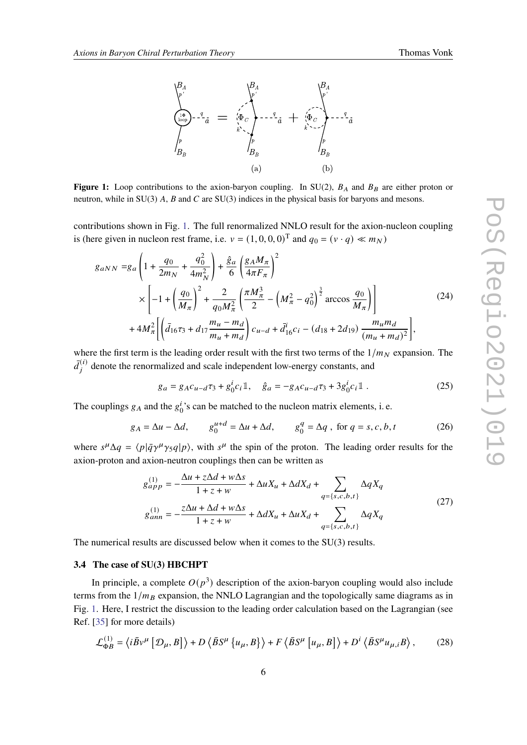**Figure 1:** Loop contributions to the axion-baryon coupling. In SU(2), $B_A$ and $B_B$ are either proton or neutron, while in SU(3) $A$, $B$ and $C$ are SU(3) indices in the physical basis for baryons and mesons.

contributions shown in Fig. 1. The full renormalized NNLO result for the axion-nucleon coupling is (here given in nucleon rest frame, i.e. $v = (1,0,0,0)^{\mathrm{T}}$ and $q_0 = (v \cdot q) \ll m_N$)

$$
\begin{aligned}
g_{aNN} =& g_a \left(1 + \frac{q_0}{2m_N} + \frac{q_0^2}{4m_N^2}\right) + \frac{\hat{g}_a}{6}\left(\frac{g_A M_\pi}{4\pi F_\pi}\right)^2 \\
&\times \left[-1 + \left(\frac{q_0}{M_\pi}\right)^2 + \frac{2}{q_0 M_\pi^2}\left(\frac{\pi M_\pi^3}{2} - \left(M_\pi^2 - q_0^2\right)^{\frac{3}{2}} \arccos\frac{q_0}{M_\pi}\right)\right] \\
&+ 4M_\pi^2\left[\left(\bar{d}_{16}\tau_3 + d_{17}\frac{m_u - m_d}{m_u + m_d}\right)c_{u-d} + \bar{d}_{16}^i c_i - (d_{18} + 2d_{19})\frac{m_u m_d}{(m_u + m_d)^2}\right],
\end{aligned}
\tag{24}
$$

where the first term is the leading order result with the first two terms of the $1/m_N$ expansion. The $\bar{d}_j^{(i)}$ denote the renormalized and scale independent low-energy constants, and

$$
g_a = g_A c_{u-d}\tau_3 + g_0^i c_i \mathbb{1}, \quad \hat{g}_a = -g_A c_{u-d}\tau_3 + 3g_0^i c_i \mathbb{1}\ . \tag{25}
$$

The couplings $g_A$ and the $g_0^i$'s can be matched to the nucleon matrix elements, i. e.

$$
g_A = \Delta u - \Delta d, \qquad g_0^{u+d} = \Delta u + \Delta d, \qquad g_0^q = \Delta q\ , \text{ for } q = s, c, b, t \tag{26}
$$

where $s^\mu \Delta q = \langle p|\bar{q}\gamma^\mu\gamma_5 q|p\rangle$, with $s^\mu$ the spin of the proton. The leading order results for the axion-proton and axion-neutron couplings then can be written as

$$
\begin{aligned}
g_{app}^{(1)} &= -\frac{\Delta u + z\Delta d + w\Delta s}{1 + z + w} + \Delta u X_u + \Delta d X_d + \sum_{q=\{s,c,b,t\}} \Delta q X_q \\
g_{ann}^{(1)} &= -\frac{z\Delta u + \Delta d + w\Delta s}{1 + z + w} + \Delta d X_u + \Delta u X_d + \sum_{q=\{s,c,b,t\}} \Delta q X_q
\end{aligned}
\tag{27}
$$

The numerical results are discussed below when it comes to the SU(3) results.

### 3.4 The case of SU(3) HBCHPT

In principle, a complete $O(p^3)$ description of the axion-baryon coupling would also include terms from the $1/m_B$ expansion, the NNLO Lagrangian and the topologically same diagrams as in Fig. 1. Here, I restrict the discussion to the leading order calculation based on the Lagrangian (see Ref. [35] for more details)

$$
\mathcal{L}_{\Phi B}^{(1)} = \left\langle i\bar{B}v^\mu\left[\mathcal{D}_\mu, B\right]\right\rangle + D\left\langle \bar{B}S^\mu\left\{u_\mu, B\right\}\right\rangle + F\left\langle \bar{B}S^\mu\left[u_\mu, B\right]\right\rangle + D^i\left\langle \bar{B}S^\mu u_{\mu,i}B\right\rangle, \tag{28}
$$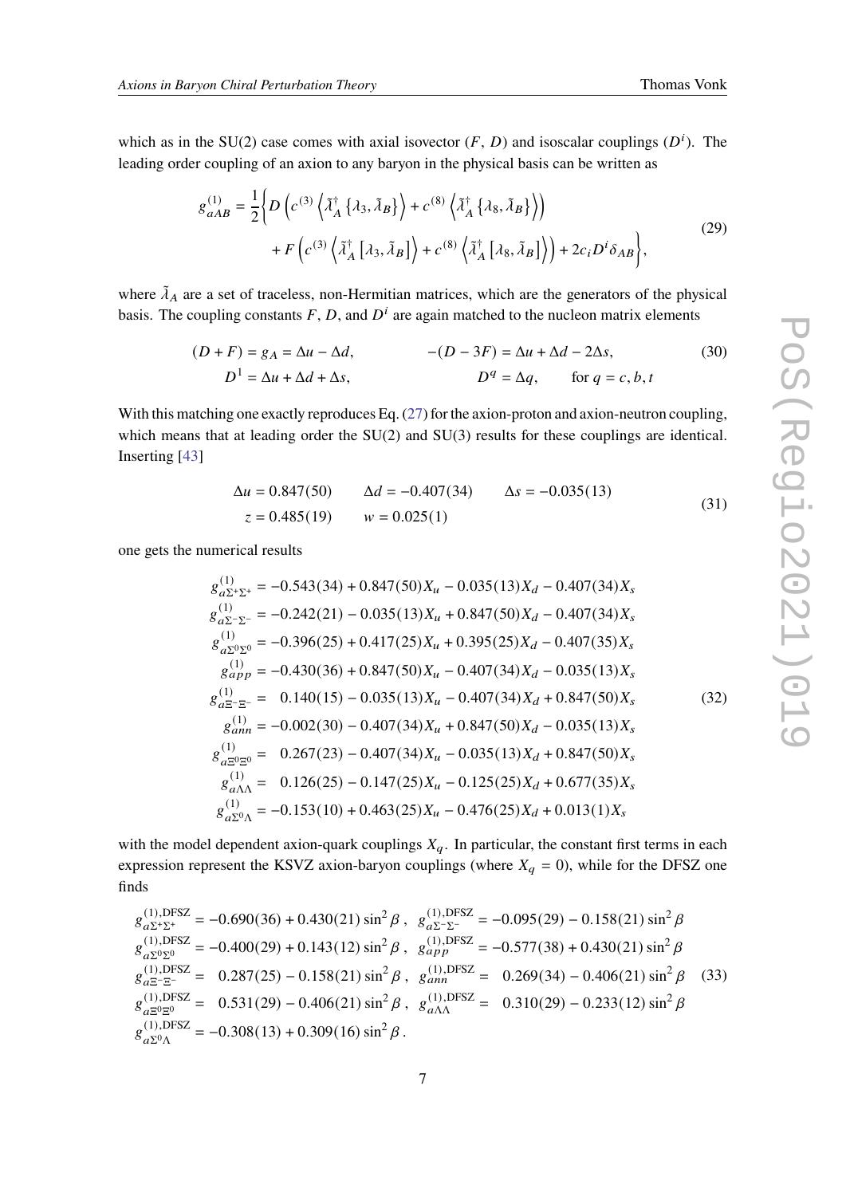which as in the SU(2) case comes with axial isovector ($F$, $D$) and isoscalar couplings ($D^i$). The leading order coupling of an axion to any baryon in the physical basis can be written as

$$
\begin{aligned}
g_{aAB}^{(1)} = \frac{1}{2}\bigg\{ & D\left(c^{(3)}\left\langle\tilde{\lambda}_A^\dagger\left\{\lambda_3,\tilde{\lambda}_B\right\}\right\rangle + c^{(8)}\left\langle\tilde{\lambda}_A^\dagger\left\{\lambda_8,\tilde{\lambda}_B\right\}\right\rangle\right) \\
& + F\left(c^{(3)}\left\langle\tilde{\lambda}_A^\dagger\left[\lambda_3,\tilde{\lambda}_B\right]\right\rangle + c^{(8)}\left\langle\tilde{\lambda}_A^\dagger\left[\lambda_8,\tilde{\lambda}_B\right]\right\rangle\right) + 2c_i D^i \delta_{AB}\bigg\},
\end{aligned}
\tag{29}
$$

where $\tilde{\lambda}_A$ are a set of traceless, non-Hermitian matrices, which are the generators of the physical basis. The coupling constants $F$, $D$, and $D^i$ are again matched to the nucleon matrix elements

$$
\begin{aligned}
(D+F) = g_A = \Delta u - \Delta d, \qquad & -(D-3F) = \Delta u + \Delta d - 2\Delta s, \\
D^1 = \Delta u + \Delta d + \Delta s, \qquad & D^q = \Delta q, \qquad \text{for } q = c,b,t
\end{aligned}
\tag{30}
$$

With this matching one exactly reproduces Eq. (27) for the axion-proton and axion-neutron coupling, which means that at leading order the SU(2) and SU(3) results for these couplings are identical. Inserting [43]

$$
\begin{aligned}
\Delta u = 0.847(50) \qquad \Delta d = -0.407(34) \qquad \Delta s = -0.035(13) \\
z = 0.485(19) \qquad w = 0.025(1)
\end{aligned}
\tag{31}
$$

one gets the numerical results

$$
\begin{aligned}
g_{a\Sigma^+\Sigma^+}^{(1)} &= -0.543(34) + 0.847(50)X_u - 0.035(13)X_d - 0.407(34)X_s \\
g_{a\Sigma^-\Sigma^-}^{(1)} &= -0.242(21) - 0.035(13)X_u + 0.847(50)X_d - 0.407(34)X_s \\
g_{a\Sigma^0\Sigma^0}^{(1)} &= -0.396(25) + 0.417(25)X_u + 0.395(25)X_d - 0.407(35)X_s \\
g_{app}^{(1)} &= -0.430(36) + 0.847(50)X_u - 0.407(34)X_d - 0.035(13)X_s \\
g_{a\Xi^-\Xi^-}^{(1)} &= \phantom{-}0.140(15) - 0.035(13)X_u - 0.407(34)X_d + 0.847(50)X_s \\
g_{ann}^{(1)} &= -0.002(30) - 0.407(34)X_u + 0.847(50)X_d - 0.035(13)X_s \\
g_{a\Xi^0\Xi^0}^{(1)} &= \phantom{-}0.267(23) - 0.407(34)X_u - 0.035(13)X_d + 0.847(50)X_s \\
g_{a\Lambda\Lambda}^{(1)} &= \phantom{-}0.126(25) - 0.147(25)X_u - 0.125(25)X_d + 0.677(35)X_s \\
g_{a\Sigma^0\Lambda}^{(1)} &= -0.153(10) + 0.463(25)X_u - 0.476(25)X_d + 0.013(1)X_s
\end{aligned}
\tag{32}
$$

with the model dependent axion-quark couplings $X_q$. In particular, the constant first terms in each expression represent the KSVZ axion-baryon couplings (where $X_q = 0$), while for the DFSZ one finds

$$
\begin{aligned}
g_{a\Sigma^+\Sigma^+}^{(1),\mathrm{DFSZ}} &= -0.690(36) + 0.430(21)\sin^2\beta\,, & g_{a\Sigma^-\Sigma^-}^{(1),\mathrm{DFSZ}} &= -0.095(29) - 0.158(21)\sin^2\beta \\
g_{a\Sigma^0\Sigma^0}^{(1),\mathrm{DFSZ}} &= -0.400(29) + 0.143(12)\sin^2\beta\,, & g_{app}^{(1),\mathrm{DFSZ}} &= -0.577(38) + 0.430(21)\sin^2\beta \\
g_{a\Xi^-\Xi^-}^{(1),\mathrm{DFSZ}} &= \phantom{-}0.287(25) - 0.158(21)\sin^2\beta\,, & g_{ann}^{(1),\mathrm{DFSZ}} &= \phantom{-}0.269(34) - 0.406(21)\sin^2\beta \\
g_{a\Xi^0\Xi^0}^{(1),\mathrm{DFSZ}} &= \phantom{-}0.531(29) - 0.406(21)\sin^2\beta\,, & g_{a\Lambda\Lambda}^{(1),\mathrm{DFSZ}} &= \phantom{-}0.310(29) - 0.233(12)\sin^2\beta \\
g_{a\Sigma^0\Lambda}^{(1),\mathrm{DFSZ}} &= -0.308(13) + 0.309(16)\sin^2\beta\,.
\end{aligned}
\tag{33}
$$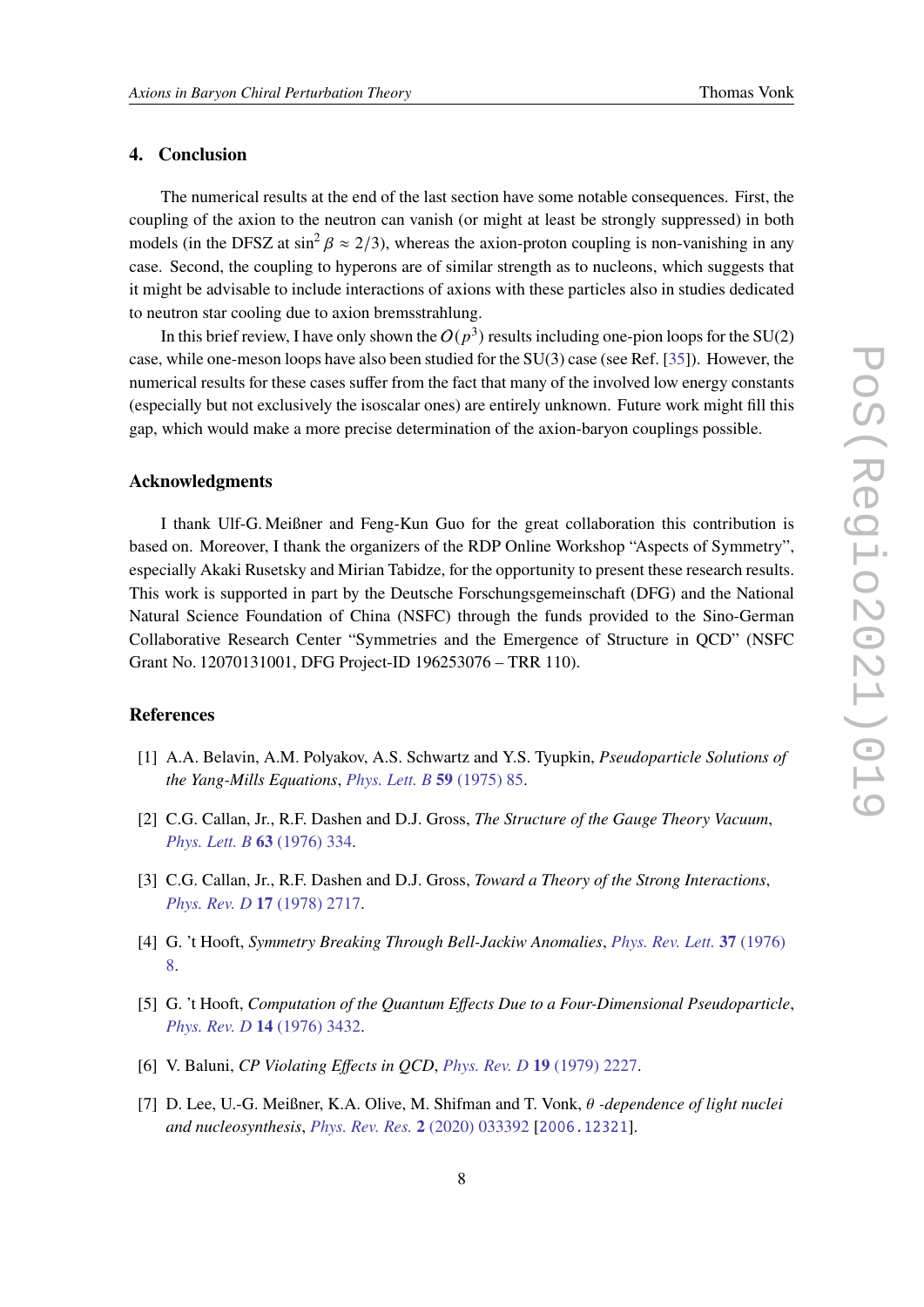## 4. Conclusion

The numerical results at the end of the last section have some notable consequences. First, the coupling of the axion to the neutron can vanish (or might at least be strongly suppressed) in both models (in the DFSZ at $\sin^2\beta \approx 2/3$), whereas the axion-proton coupling is non-vanishing in any case. Second, the coupling to hyperons are of similar strength as to nucleons, which suggests that it might be advisable to include interactions of axions with these particles also in studies dedicated to neutron star cooling due to axion bremsstrahlung.

In this brief review, I have only shown the $O(p^3)$ results including one-pion loops for the SU(2) case, while one-meson loops have also been studied for the SU(3) case (see Ref. [35]). However, the numerical results for these cases suffer from the fact that many of the involved low energy constants (especially but not exclusively the isoscalar ones) are entirely unknown. Future work might fill this gap, which would make a more precise determination of the axion-baryon couplings possible.

### Acknowledgments

I thank Ulf-G. Meißner and Feng-Kun Guo for the great collaboration this contribution is based on. Moreover, I thank the organizers of the RDP Online Workshop "Aspects of Symmetry", especially Akaki Rusetsky and Mirian Tabidze, for the opportunity to present these research results. This work is supported in part by the Deutsche Forschungsgemeinschaft (DFG) and the National Natural Science Foundation of China (NSFC) through the funds provided to the Sino-German Collaborative Research Center "Symmetries and the Emergence of Structure in QCD" (NSFC Grant No. 12070131001, DFG Project-ID 196253076 – TRR 110).

### References

[1] A.A. Belavin, A.M. Polyakov, A.S. Schwartz and Y.S. Tyupkin, *Pseudoparticle Solutions of the Yang-Mills Equations*, *Phys. Lett. B* **59** (1975) 85.

[2] C.G. Callan, Jr., R.F. Dashen and D.J. Gross, *The Structure of the Gauge Theory Vacuum*, *Phys. Lett. B* **63** (1976) 334.

[3] C.G. Callan, Jr., R.F. Dashen and D.J. Gross, *Toward a Theory of the Strong Interactions*, *Phys. Rev. D* **17** (1978) 2717.

[4] G. 't Hooft, *Symmetry Breaking Through Bell-Jackiw Anomalies*, *Phys. Rev. Lett.* **37** (1976) 8.

[5] G. 't Hooft, *Computation of the Quantum Effects Due to a Four-Dimensional Pseudoparticle*, *Phys. Rev. D* **14** (1976) 3432.

[6] V. Baluni, *CP Violating Effects in QCD*, *Phys. Rev. D* **19** (1979) 2227.

[7] D. Lee, U.-G. Meißner, K.A. Olive, M. Shifman and T. Vonk, *$\theta$ -dependence of light nuclei and nucleosynthesis*, *Phys. Rev. Res.* **2** (2020) 033392 [2006.12321].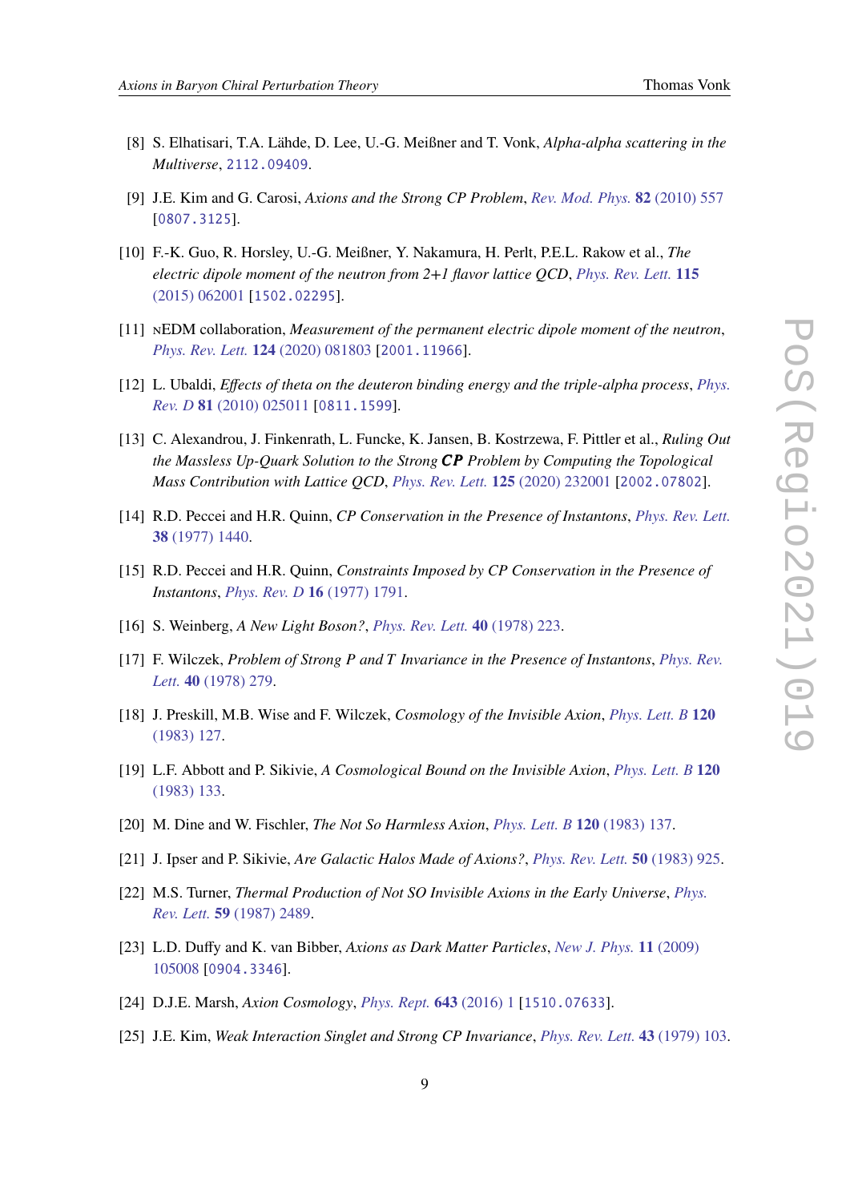[8] S. Elhatisari, T.A. Lähde, D. Lee, U.-G. Meißner and T. Vonk, *Alpha-alpha scattering in the Multiverse*, 2112.09409.

[9] J.E. Kim and G. Carosi, *Axions and the Strong CP Problem*, Rev. Mod. Phys. **82** (2010) 557 [0807.3125].

[10] F.-K. Guo, R. Horsley, U.-G. Meißner, Y. Nakamura, H. Perlt, P.E.L. Rakow et al., *The electric dipole moment of the neutron from 2+1 flavor lattice QCD*, Phys. Rev. Lett. **115** (2015) 062001 [1502.02295].

[11] nEDM collaboration, *Measurement of the permanent electric dipole moment of the neutron*, Phys. Rev. Lett. **124** (2020) 081803 [2001.11966].

[12] L. Ubaldi, *Effects of theta on the deuteron binding energy and the triple-alpha process*, Phys. Rev. D **81** (2010) 025011 [0811.1599].

[13] C. Alexandrou, J. Finkenrath, L. Funcke, K. Jansen, B. Kostrzewa, F. Pittler et al., *Ruling Out the Massless Up-Quark Solution to the Strong **CP** Problem by Computing the Topological Mass Contribution with Lattice QCD*, Phys. Rev. Lett. **125** (2020) 232001 [2002.07802].

[14] R.D. Peccei and H.R. Quinn, *CP Conservation in the Presence of Instantons*, Phys. Rev. Lett. **38** (1977) 1440.

[15] R.D. Peccei and H.R. Quinn, *Constraints Imposed by CP Conservation in the Presence of Instantons*, Phys. Rev. D **16** (1977) 1791.

[16] S. Weinberg, *A New Light Boson?*, Phys. Rev. Lett. **40** (1978) 223.

[17] F. Wilczek, *Problem of Strong P and T Invariance in the Presence of Instantons*, Phys. Rev. Lett. **40** (1978) 279.

[18] J. Preskill, M.B. Wise and F. Wilczek, *Cosmology of the Invisible Axion*, Phys. Lett. B **120** (1983) 127.

[19] L.F. Abbott and P. Sikivie, *A Cosmological Bound on the Invisible Axion*, Phys. Lett. B **120** (1983) 133.

[20] M. Dine and W. Fischler, *The Not So Harmless Axion*, Phys. Lett. B **120** (1983) 137.

[21] J. Ipser and P. Sikivie, *Are Galactic Halos Made of Axions?*, Phys. Rev. Lett. **50** (1983) 925.

[22] M.S. Turner, *Thermal Production of Not SO Invisible Axions in the Early Universe*, Phys. Rev. Lett. **59** (1987) 2489.

[23] L.D. Duffy and K. van Bibber, *Axions as Dark Matter Particles*, New J. Phys. **11** (2009) 105008 [0904.3346].

[24] D.J.E. Marsh, *Axion Cosmology*, Phys. Rept. **643** (2016) 1 [1510.07633].

[25] J.E. Kim, *Weak Interaction Singlet and Strong CP Invariance*, Phys. Rev. Lett. **43** (1979) 103.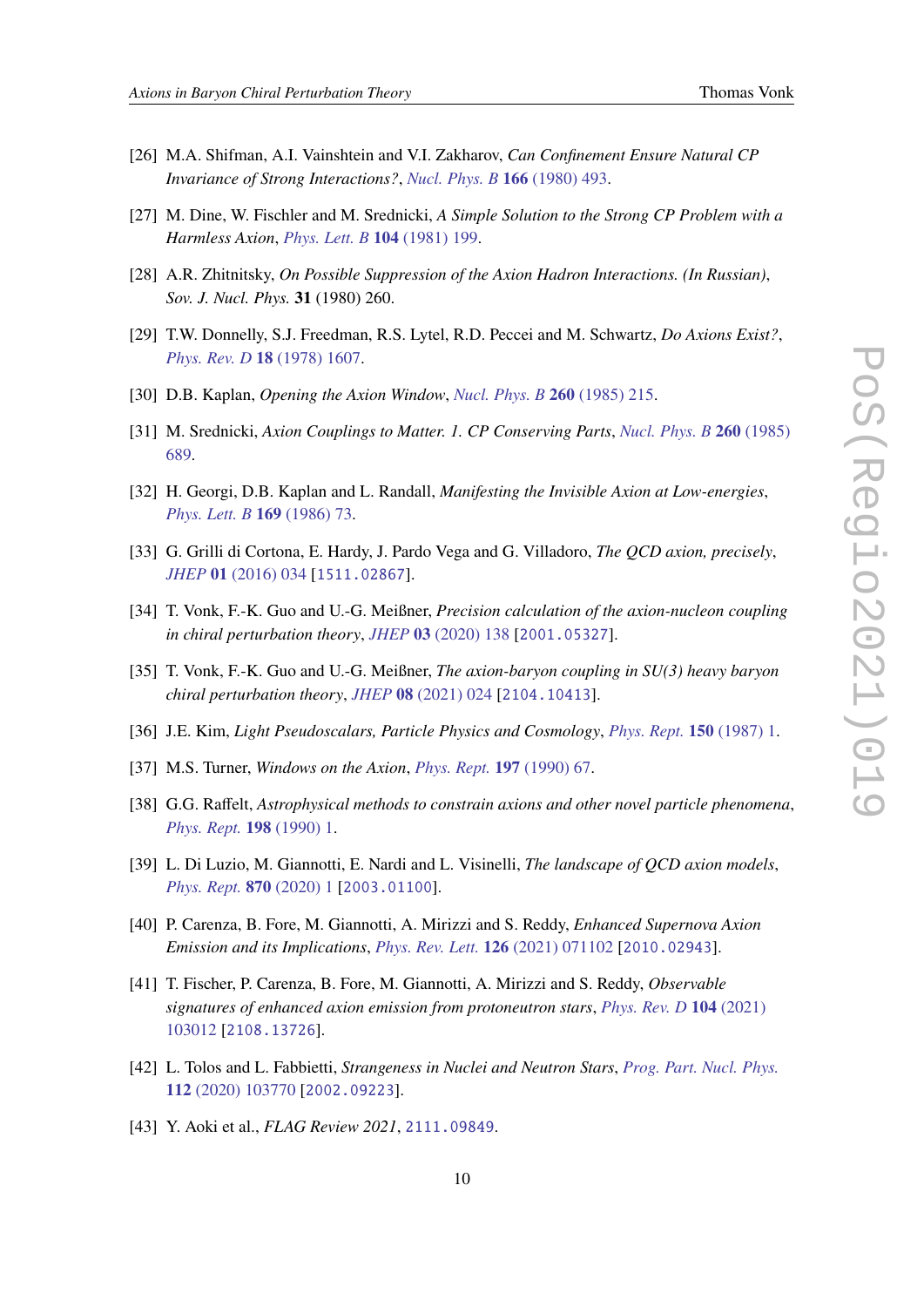[26] M.A. Shifman, A.I. Vainshtein and V.I. Zakharov, *Can Confinement Ensure Natural CP Invariance of Strong Interactions?*, *Nucl. Phys. B* **166** (1980) 493.

[27] M. Dine, W. Fischler and M. Srednicki, *A Simple Solution to the Strong CP Problem with a Harmless Axion*, *Phys. Lett. B* **104** (1981) 199.

[28] A.R. Zhitnitsky, *On Possible Suppression of the Axion Hadron Interactions. (In Russian)*, *Sov. J. Nucl. Phys.* **31** (1980) 260.

[29] T.W. Donnelly, S.J. Freedman, R.S. Lytel, R.D. Peccei and M. Schwartz, *Do Axions Exist?*, *Phys. Rev. D* **18** (1978) 1607.

[30] D.B. Kaplan, *Opening the Axion Window*, *Nucl. Phys. B* **260** (1985) 215.

[31] M. Srednicki, *Axion Couplings to Matter. 1. CP Conserving Parts*, *Nucl. Phys. B* **260** (1985) 689.

[32] H. Georgi, D.B. Kaplan and L. Randall, *Manifesting the Invisible Axion at Low-energies*, *Phys. Lett. B* **169** (1986) 73.

[33] G. Grilli di Cortona, E. Hardy, J. Pardo Vega and G. Villadoro, *The QCD axion, precisely*, *JHEP* **01** (2016) 034 [1511.02867].

[34] T. Vonk, F.-K. Guo and U.-G. Meißner, *Precision calculation of the axion-nucleon coupling in chiral perturbation theory*, *JHEP* **03** (2020) 138 [2001.05327].

[35] T. Vonk, F.-K. Guo and U.-G. Meißner, *The axion-baryon coupling in SU(3) heavy baryon chiral perturbation theory*, *JHEP* **08** (2021) 024 [2104.10413].

[36] J.E. Kim, *Light Pseudoscalars, Particle Physics and Cosmology*, *Phys. Rept.* **150** (1987) 1.

[37] M.S. Turner, *Windows on the Axion*, *Phys. Rept.* **197** (1990) 67.

[38] G.G. Raffelt, *Astrophysical methods to constrain axions and other novel particle phenomena*, *Phys. Rept.* **198** (1990) 1.

[39] L. Di Luzio, M. Giannotti, E. Nardi and L. Visinelli, *The landscape of QCD axion models*, *Phys. Rept.* **870** (2020) 1 [2003.01100].

[40] P. Carenza, B. Fore, M. Giannotti, A. Mirizzi and S. Reddy, *Enhanced Supernova Axion Emission and its Implications*, *Phys. Rev. Lett.* **126** (2021) 071102 [2010.02943].

[41] T. Fischer, P. Carenza, B. Fore, M. Giannotti, A. Mirizzi and S. Reddy, *Observable signatures of enhanced axion emission from protoneutron stars*, *Phys. Rev. D* **104** (2021) 103012 [2108.13726].

[42] L. Tolos and L. Fabbietti, *Strangeness in Nuclei and Neutron Stars*, *Prog. Part. Nucl. Phys.* **112** (2020) 103770 [2002.09223].

[43] Y. Aoki et al., *FLAG Review 2021*, 2111.09849.